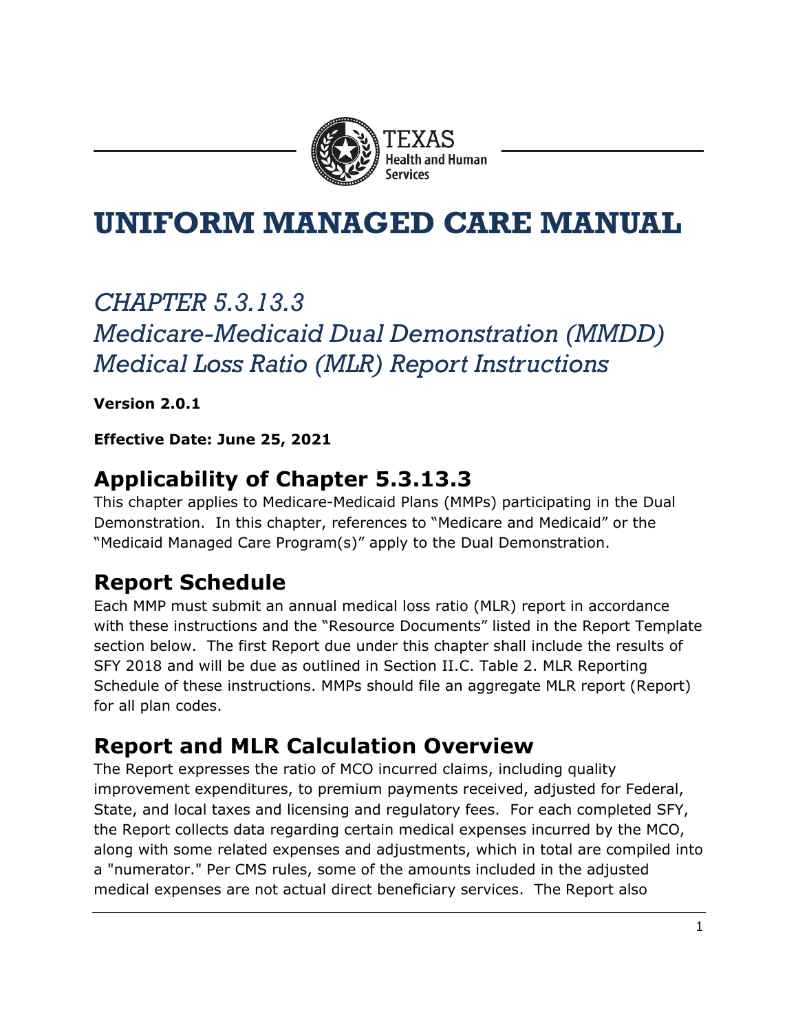TEXAS
Health and Human Services

# UNIFORM MANAGED CARE MANUAL

*CHAPTER 5.3.13.3*
*Medicare-Medicaid Dual Demonstration (MMDD) Medical Loss Ratio (MLR) Report Instructions*

**Version 2.0.1**

**Effective Date: June 25, 2021**

## Applicability of Chapter 5.3.13.3

This chapter applies to Medicare-Medicaid Plans (MMPs) participating in the Dual Demonstration. In this chapter, references to "Medicare and Medicaid" or the "Medicaid Managed Care Program(s)" apply to the Dual Demonstration.

## Report Schedule

Each MMP must submit an annual medical loss ratio (MLR) report in accordance with these instructions and the "Resource Documents" listed in the Report Template section below. The first Report due under this chapter shall include the results of SFY 2018 and will be due as outlined in Section II.C. Table 2. MLR Reporting Schedule of these instructions. MMPs should file an aggregate MLR report (Report) for all plan codes.

## Report and MLR Calculation Overview

The Report expresses the ratio of MCO incurred claims, including quality improvement expenditures, to premium payments received, adjusted for Federal, State, and local taxes and licensing and regulatory fees. For each completed SFY, the Report collects data regarding certain medical expenses incurred by the MCO, along with some related expenses and adjustments, which in total are compiled into a "numerator." Per CMS rules, some of the amounts included in the adjusted medical expenses are not actual direct beneficiary services. The Report also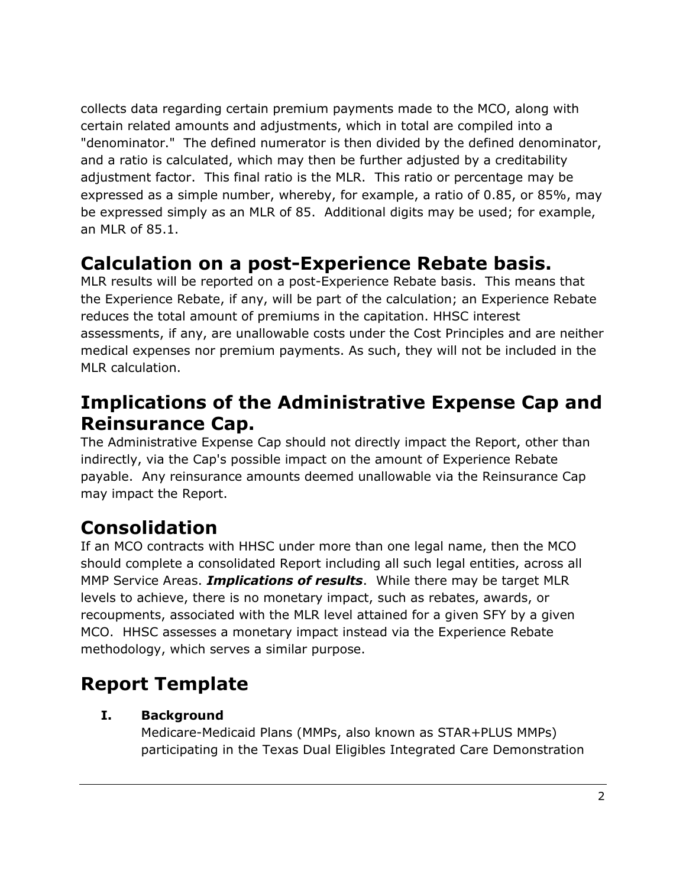collects data regarding certain premium payments made to the MCO, along with certain related amounts and adjustments, which in total are compiled into a "denominator." The defined numerator is then divided by the defined denominator, and a ratio is calculated, which may then be further adjusted by a creditability adjustment factor. This final ratio is the MLR. This ratio or percentage may be expressed as a simple number, whereby, for example, a ratio of 0.85, or 85%, may be expressed simply as an MLR of 85. Additional digits may be used; for example, an MLR of 85.1.

## Calculation on a post-Experience Rebate basis.

MLR results will be reported on a post-Experience Rebate basis. This means that the Experience Rebate, if any, will be part of the calculation; an Experience Rebate reduces the total amount of premiums in the capitation. HHSC interest assessments, if any, are unallowable costs under the Cost Principles and are neither medical expenses nor premium payments. As such, they will not be included in the MLR calculation.

## Implications of the Administrative Expense Cap and Reinsurance Cap.

The Administrative Expense Cap should not directly impact the Report, other than indirectly, via the Cap's possible impact on the amount of Experience Rebate payable. Any reinsurance amounts deemed unallowable via the Reinsurance Cap may impact the Report.

## Consolidation

If an MCO contracts with HHSC under more than one legal name, then the MCO should complete a consolidated Report including all such legal entities, across all MMP Service Areas. ***Implications of results***. While there may be target MLR levels to achieve, there is no monetary impact, such as rebates, awards, or recoupments, associated with the MLR level attained for a given SFY by a given MCO. HHSC assesses a monetary impact instead via the Experience Rebate methodology, which serves a similar purpose.

## Report Template

### I. Background

Medicare-Medicaid Plans (MMPs, also known as STAR+PLUS MMPs) participating in the Texas Dual Eligibles Integrated Care Demonstration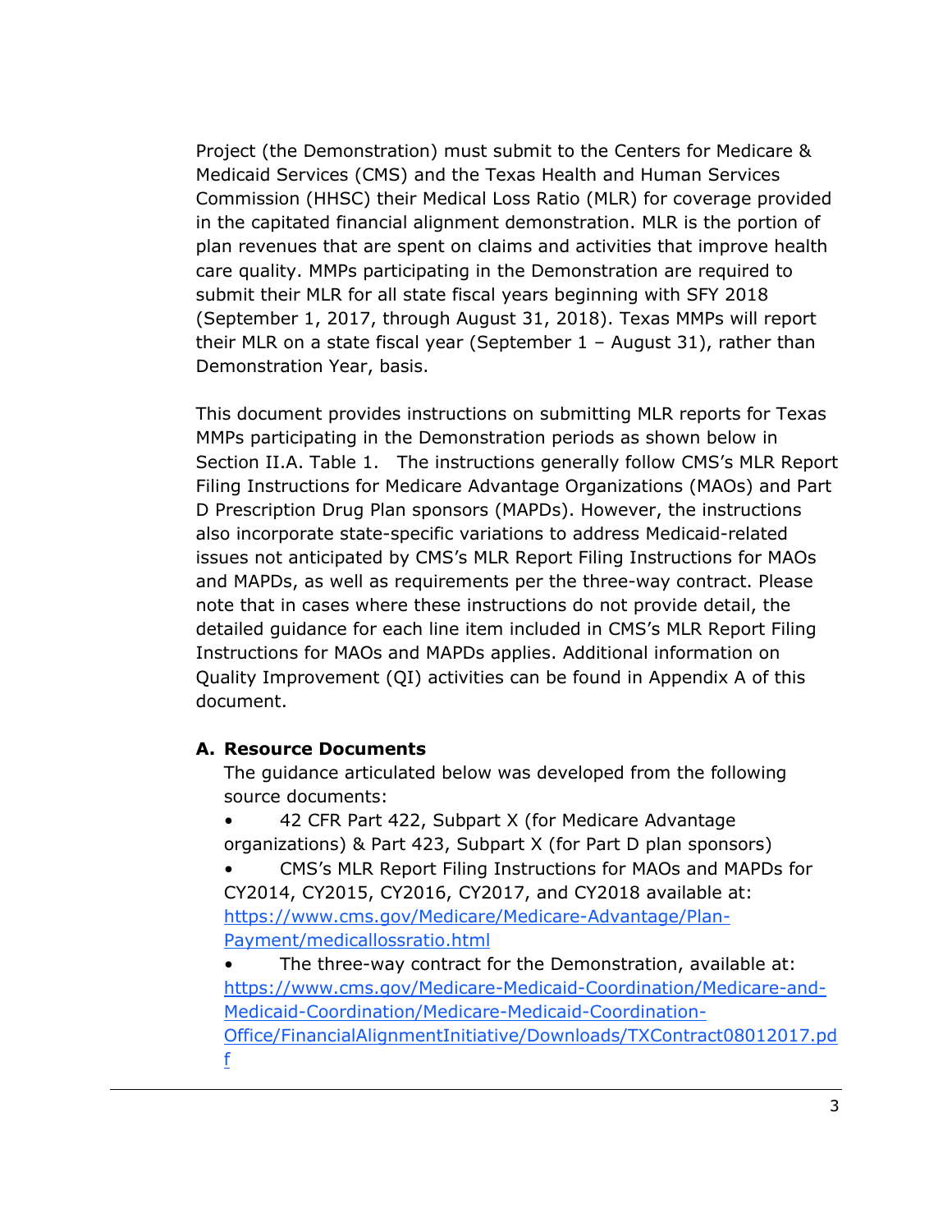Project (the Demonstration) must submit to the Centers for Medicare & Medicaid Services (CMS) and the Texas Health and Human Services Commission (HHSC) their Medical Loss Ratio (MLR) for coverage provided in the capitated financial alignment demonstration. MLR is the portion of plan revenues that are spent on claims and activities that improve health care quality. MMPs participating in the Demonstration are required to submit their MLR for all state fiscal years beginning with SFY 2018 (September 1, 2017, through August 31, 2018). Texas MMPs will report their MLR on a state fiscal year (September 1 – August 31), rather than Demonstration Year, basis.

This document provides instructions on submitting MLR reports for Texas MMPs participating in the Demonstration periods as shown below in Section II.A. Table 1. The instructions generally follow CMS's MLR Report Filing Instructions for Medicare Advantage Organizations (MAOs) and Part D Prescription Drug Plan sponsors (MAPDs). However, the instructions also incorporate state-specific variations to address Medicaid-related issues not anticipated by CMS's MLR Report Filing Instructions for MAOs and MAPDs, as well as requirements per the three-way contract. Please note that in cases where these instructions do not provide detail, the detailed guidance for each line item included in CMS's MLR Report Filing Instructions for MAOs and MAPDs applies. Additional information on Quality Improvement (QI) activities can be found in Appendix A of this document.

### A. Resource Documents

The guidance articulated below was developed from the following source documents:

- 42 CFR Part 422, Subpart X (for Medicare Advantage organizations) & Part 423, Subpart X (for Part D plan sponsors)
- CMS's MLR Report Filing Instructions for MAOs and MAPDs for CY2014, CY2015, CY2016, CY2017, and CY2018 available at: [https://www.cms.gov/Medicare/Medicare-Advantage/Plan-Payment/medicallossratio.html](https://www.cms.gov/Medicare/Medicare-Advantage/Plan-Payment/medicallossratio.html)
- The three-way contract for the Demonstration, available at: [https://www.cms.gov/Medicare-Medicaid-Coordination/Medicare-and-Medicaid-Coordination/Medicare-Medicaid-Coordination-Office/FinancialAlignmentInitiative/Downloads/TXContract08012017.pdf](https://www.cms.gov/Medicare-Medicaid-Coordination/Medicare-and-Medicaid-Coordination/Medicare-Medicaid-Coordination-Office/FinancialAlignmentInitiative/Downloads/TXContract08012017.pdf)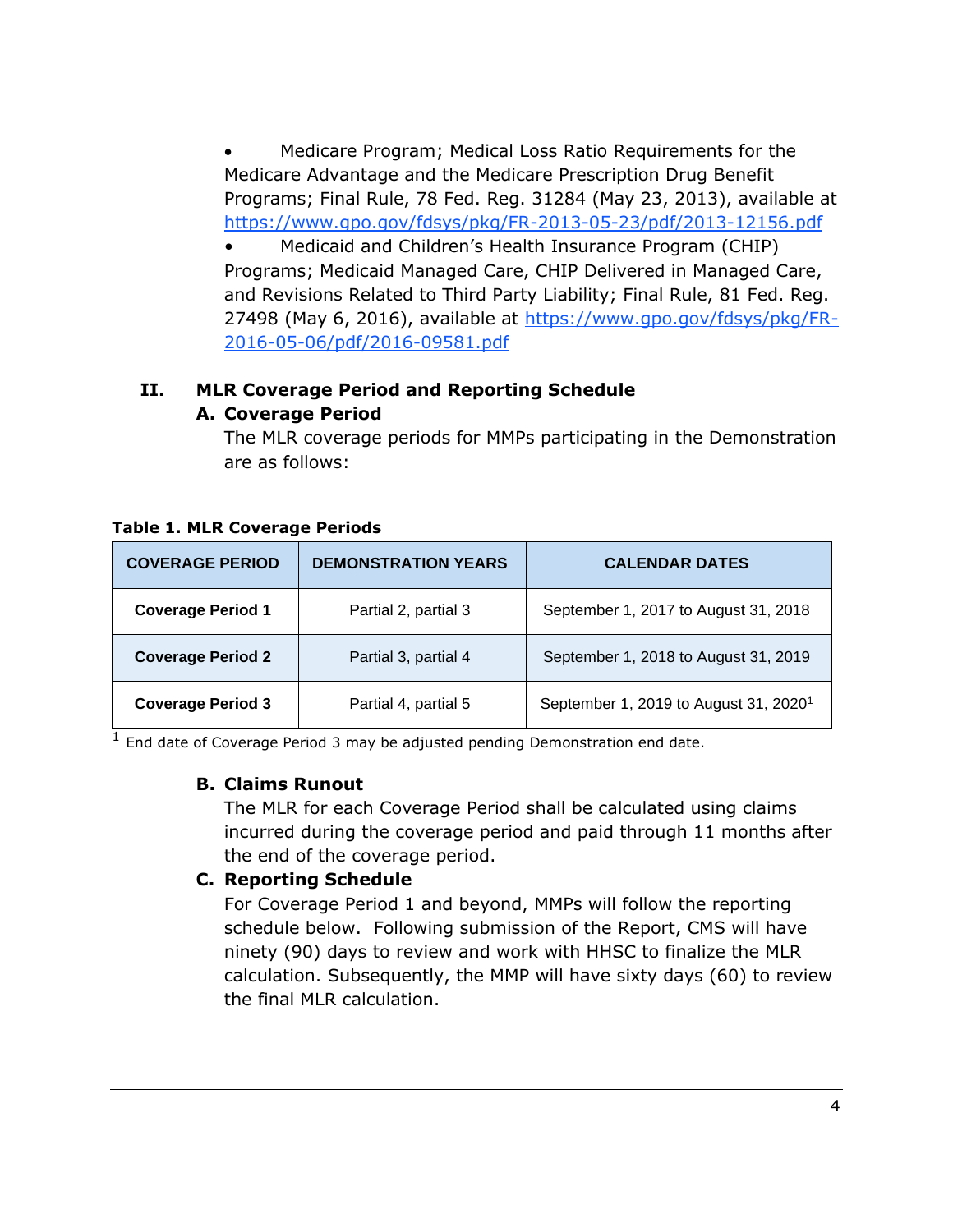- Medicare Program; Medical Loss Ratio Requirements for the Medicare Advantage and the Medicare Prescription Drug Benefit Programs; Final Rule, 78 Fed. Reg. 31284 (May 23, 2013), available at https://www.gpo.gov/fdsys/pkg/FR-2013-05-23/pdf/2013-12156.pdf
- Medicaid and Children's Health Insurance Program (CHIP) Programs; Medicaid Managed Care, CHIP Delivered in Managed Care, and Revisions Related to Third Party Liability; Final Rule, 81 Fed. Reg. 27498 (May 6, 2016), available at https://www.gpo.gov/fdsys/pkg/FR-2016-05-06/pdf/2016-09581.pdf

## II. MLR Coverage Period and Reporting Schedule

### A. Coverage Period

The MLR coverage periods for MMPs participating in the Demonstration are as follows:

**Table 1. MLR Coverage Periods**

| COVERAGE PERIOD | DEMONSTRATION YEARS | CALENDAR DATES |
|---|---|---|
| **Coverage Period 1** | Partial 2, partial 3 | September 1, 2017 to August 31, 2018 |
| **Coverage Period 2** | Partial 3, partial 4 | September 1, 2018 to August 31, 2019 |
| **Coverage Period 3** | Partial 4, partial 5 | September 1, 2019 to August 31, 2020[1] |

[1] End date of Coverage Period 3 may be adjusted pending Demonstration end date.

### B. Claims Runout

The MLR for each Coverage Period shall be calculated using claims incurred during the coverage period and paid through 11 months after the end of the coverage period.

### C. Reporting Schedule

For Coverage Period 1 and beyond, MMPs will follow the reporting schedule below. Following submission of the Report, CMS will have ninety (90) days to review and work with HHSC to finalize the MLR calculation. Subsequently, the MMP will have sixty days (60) to review the final MLR calculation.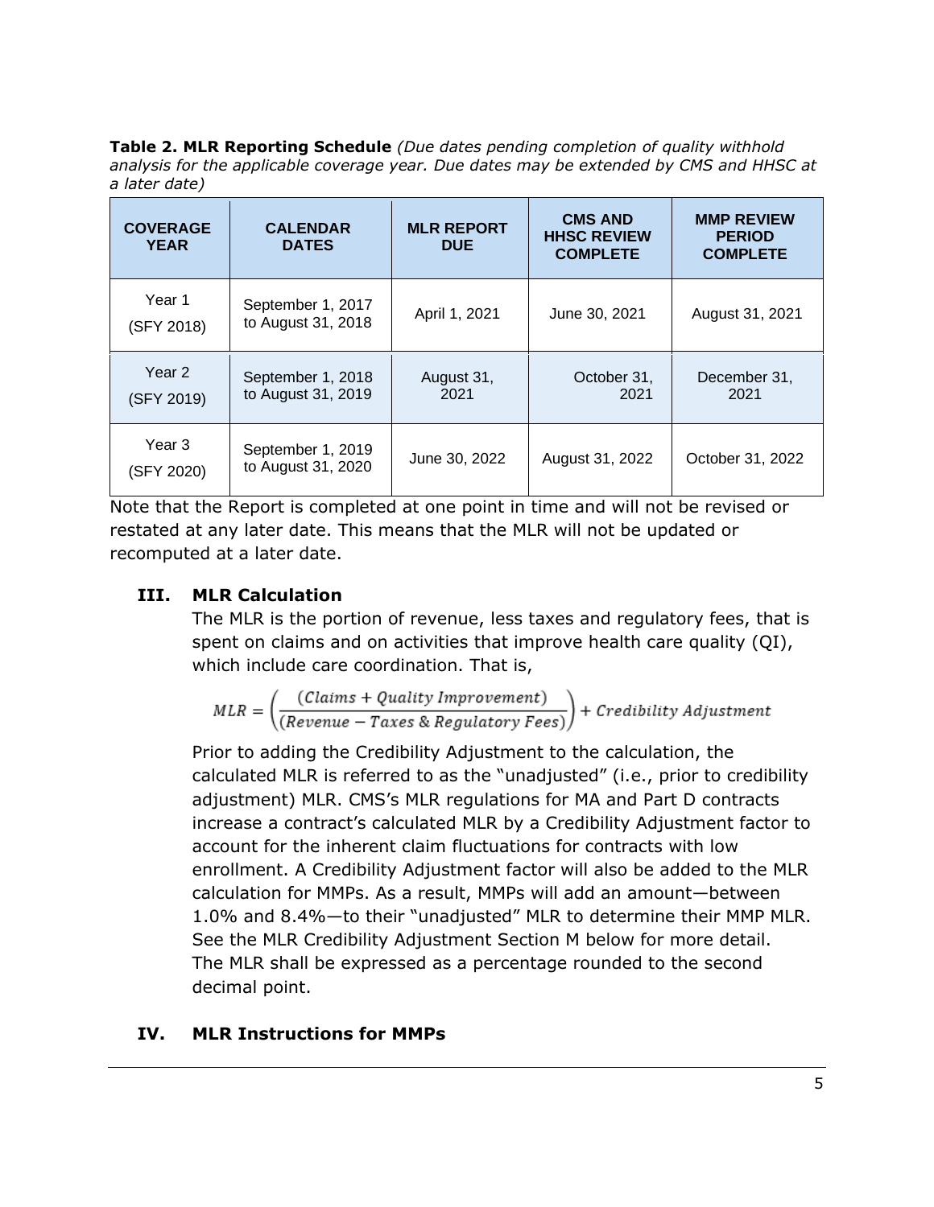**Table 2. MLR Reporting Schedule** *(Due dates pending completion of quality withhold analysis for the applicable coverage year. Due dates may be extended by CMS and HHSC at a later date)*

| COVERAGE YEAR | CALENDAR DATES | MLR REPORT DUE | CMS AND HHSC REVIEW COMPLETE | MMP REVIEW PERIOD COMPLETE |
|---|---|---|---|---|
| Year 1 (SFY 2018) | September 1, 2017 to August 31, 2018 | April 1, 2021 | June 30, 2021 | August 31, 2021 |
| Year 2 (SFY 2019) | September 1, 2018 to August 31, 2019 | August 31, 2021 | October 31, 2021 | December 31, 2021 |
| Year 3 (SFY 2020) | September 1, 2019 to August 31, 2020 | June 30, 2022 | August 31, 2022 | October 31, 2022 |

Note that the Report is completed at one point in time and will not be revised or restated at any later date. This means that the MLR will not be updated or recomputed at a later date.

## III. MLR Calculation

The MLR is the portion of revenue, less taxes and regulatory fees, that is spent on claims and on activities that improve health care quality (QI), which include care coordination. That is,

$$MLR = \left(\frac{(Claims + Quality\ Improvement)}{(Revenue - Taxes\ \&\ Regulatory\ Fees)}\right) + Credibility\ Adjustment$$

Prior to adding the Credibility Adjustment to the calculation, the calculated MLR is referred to as the "unadjusted" (i.e., prior to credibility adjustment) MLR. CMS's MLR regulations for MA and Part D contracts increase a contract's calculated MLR by a Credibility Adjustment factor to account for the inherent claim fluctuations for contracts with low enrollment. A Credibility Adjustment factor will also be added to the MLR calculation for MMPs. As a result, MMPs will add an amount—between 1.0% and 8.4%—to their "unadjusted" MLR to determine their MMP MLR. See the MLR Credibility Adjustment Section M below for more detail. The MLR shall be expressed as a percentage rounded to the second decimal point.

## IV. MLR Instructions for MMPs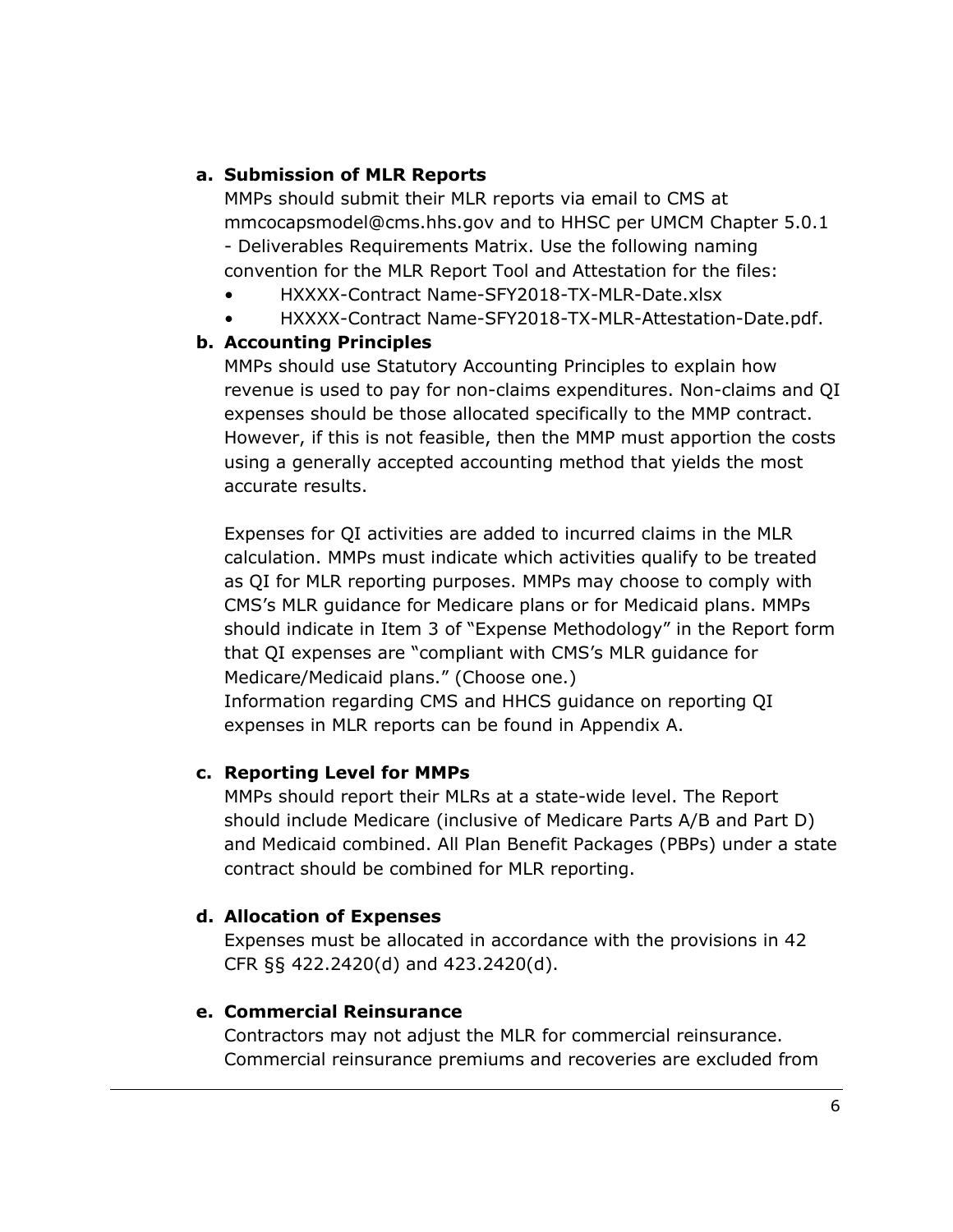**a. Submission of MLR Reports**

MMPs should submit their MLR reports via email to CMS at mmcocapsmodel@cms.hhs.gov and to HHSC per UMCM Chapter 5.0.1 - Deliverables Requirements Matrix. Use the following naming convention for the MLR Report Tool and Attestation for the files:

- HXXXX-Contract Name-SFY2018-TX-MLR-Date.xlsx
- HXXXX-Contract Name-SFY2018-TX-MLR-Attestation-Date.pdf.

**b. Accounting Principles**

MMPs should use Statutory Accounting Principles to explain how revenue is used to pay for non-claims expenditures. Non-claims and QI expenses should be those allocated specifically to the MMP contract. However, if this is not feasible, then the MMP must apportion the costs using a generally accepted accounting method that yields the most accurate results.

Expenses for QI activities are added to incurred claims in the MLR calculation. MMPs must indicate which activities qualify to be treated as QI for MLR reporting purposes. MMPs may choose to comply with CMS's MLR guidance for Medicare plans or for Medicaid plans. MMPs should indicate in Item 3 of "Expense Methodology" in the Report form that QI expenses are "compliant with CMS's MLR guidance for Medicare/Medicaid plans." (Choose one.)
Information regarding CMS and HHCS guidance on reporting QI expenses in MLR reports can be found in Appendix A.

**c. Reporting Level for MMPs**

MMPs should report their MLRs at a state-wide level. The Report should include Medicare (inclusive of Medicare Parts A/B and Part D) and Medicaid combined. All Plan Benefit Packages (PBPs) under a state contract should be combined for MLR reporting.

**d. Allocation of Expenses**

Expenses must be allocated in accordance with the provisions in 42 CFR §§ 422.2420(d) and 423.2420(d).

**e. Commercial Reinsurance**

Contractors may not adjust the MLR for commercial reinsurance. Commercial reinsurance premiums and recoveries are excluded from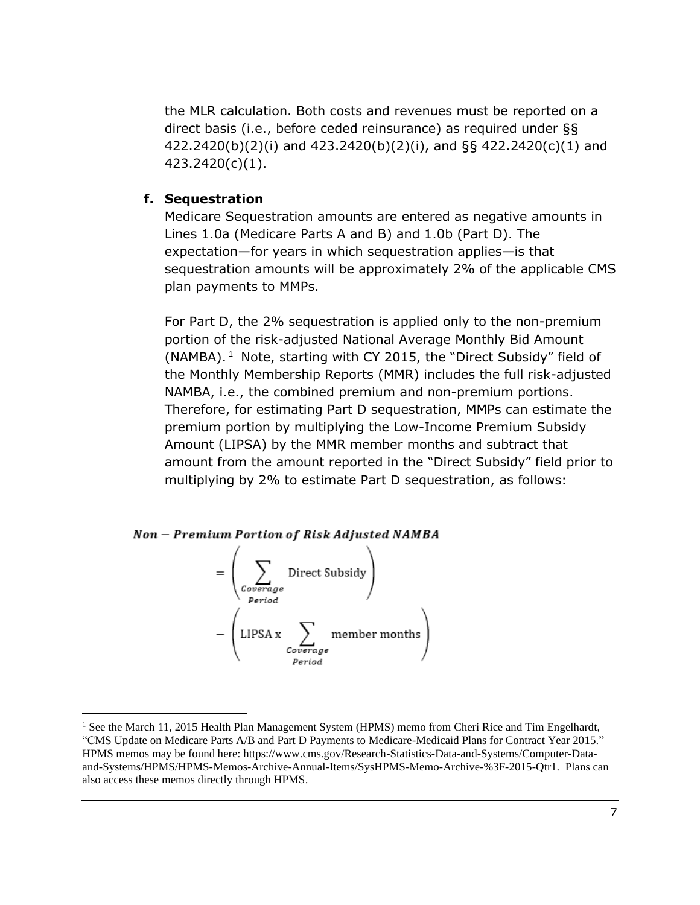the MLR calculation. Both costs and revenues must be reported on a direct basis (i.e., before ceded reinsurance) as required under §§ 422.2420(b)(2)(i) and 423.2420(b)(2)(i), and §§ 422.2420(c)(1) and 423.2420(c)(1).

**f. Sequestration**

Medicare Sequestration amounts are entered as negative amounts in Lines 1.0a (Medicare Parts A and B) and 1.0b (Part D). The expectation—for years in which sequestration applies—is that sequestration amounts will be approximately 2% of the applicable CMS plan payments to MMPs.

For Part D, the 2% sequestration is applied only to the non-premium portion of the risk-adjusted National Average Monthly Bid Amount (NAMBA).[1] Note, starting with CY 2015, the "Direct Subsidy" field of the Monthly Membership Reports (MMR) includes the full risk-adjusted NAMBA, i.e., the combined premium and non-premium portions. Therefore, for estimating Part D sequestration, MMPs can estimate the premium portion by multiplying the Low-Income Premium Subsidy Amount (LIPSA) by the MMR member months and subtract that amount from the amount reported in the "Direct Subsidy" field prior to multiplying by 2% to estimate Part D sequestration, as follows:

$$\textit{Non-Premium Portion of Risk Adjusted NAMBA} = \left(\sum_{\substack{Coverage\\Period}} \text{Direct Subsidy}\right) - \left(\text{LIPSA x} \sum_{\substack{Coverage\\Period}} \text{member months}\right)$$

---

[1] See the March 11, 2015 Health Plan Management System (HPMS) memo from Cheri Rice and Tim Engelhardt, "CMS Update on Medicare Parts A/B and Part D Payments to Medicare-Medicaid Plans for Contract Year 2015." HPMS memos may be found here: https://www.cms.gov/Research-Statistics-Data-and-Systems/Computer-Data-and-Systems/HPMS/HPMS-Memos-Archive-Annual-Items/SysHPMS-Memo-Archive-%3F-2015-Qtr1. Plans can also access these memos directly through HPMS.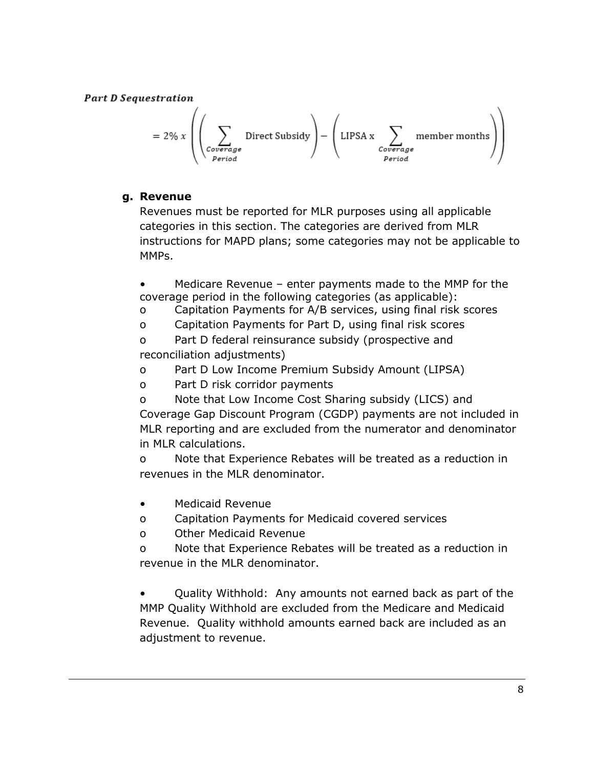*Part D Sequestration*

$$= 2\% \; x \left( \left( \sum_{\substack{Coverage \\ Period}} \text{Direct Subsidy} \right) - \left( \text{LIPSA x} \sum_{\substack{Coverage \\ Period}} \text{member months} \right) \right)$$

**g. Revenue**

Revenues must be reported for MLR purposes using all applicable categories in this section. The categories are derived from MLR instructions for MAPD plans; some categories may not be applicable to MMPs.

- Medicare Revenue – enter payments made to the MMP for the coverage period in the following categories (as applicable):
  - Capitation Payments for A/B services, using final risk scores
  - Capitation Payments for Part D, using final risk scores
  - Part D federal reinsurance subsidy (prospective and reconciliation adjustments)
  - Part D Low Income Premium Subsidy Amount (LIPSA)
  - Part D risk corridor payments
  - Note that Low Income Cost Sharing subsidy (LICS) and Coverage Gap Discount Program (CGDP) payments are not included in MLR reporting and are excluded from the numerator and denominator in MLR calculations.
  - Note that Experience Rebates will be treated as a reduction in revenues in the MLR denominator.

- Medicaid Revenue
  - Capitation Payments for Medicaid covered services
  - Other Medicaid Revenue
  - Note that Experience Rebates will be treated as a reduction in revenue in the MLR denominator.

- Quality Withhold: Any amounts not earned back as part of the MMP Quality Withhold are excluded from the Medicare and Medicaid Revenue. Quality withhold amounts earned back are included as an adjustment to revenue.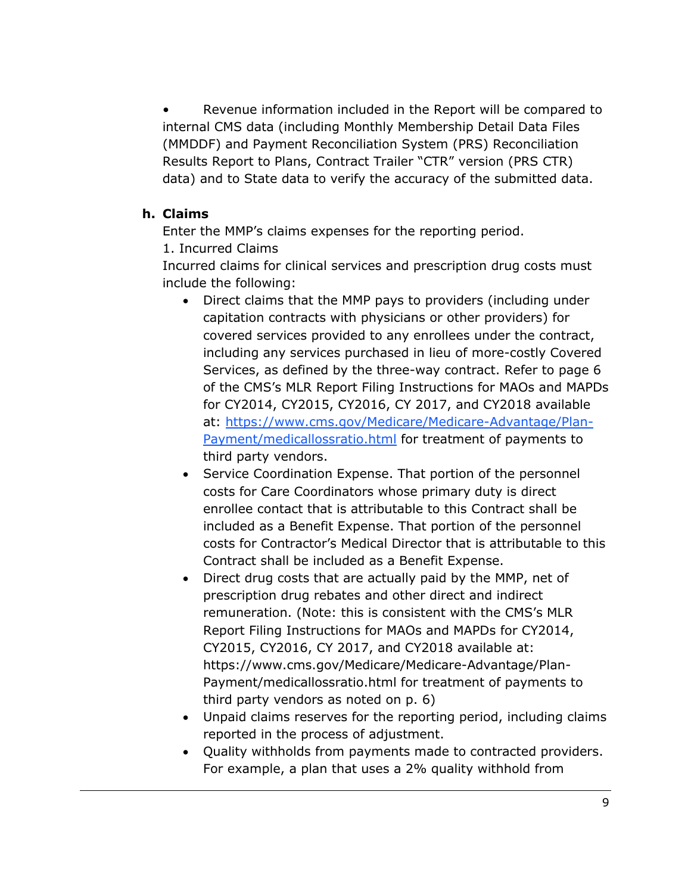- Revenue information included in the Report will be compared to internal CMS data (including Monthly Membership Detail Data Files (MMDDF) and Payment Reconciliation System (PRS) Reconciliation Results Report to Plans, Contract Trailer "CTR" version (PRS CTR) data) and to State data to verify the accuracy of the submitted data.

**h. Claims**

Enter the MMP's claims expenses for the reporting period.

1. Incurred Claims

Incurred claims for clinical services and prescription drug costs must include the following:

- Direct claims that the MMP pays to providers (including under capitation contracts with physicians or other providers) for covered services provided to any enrollees under the contract, including any services purchased in lieu of more-costly Covered Services, as defined by the three-way contract. Refer to page 6 of the CMS's MLR Report Filing Instructions for MAOs and MAPDs for CY2014, CY2015, CY2016, CY 2017, and CY2018 available at: [https://www.cms.gov/Medicare/Medicare-Advantage/Plan-Payment/medicallossratio.html](https://www.cms.gov/Medicare/Medicare-Advantage/Plan-Payment/medicallossratio.html) for treatment of payments to third party vendors.
- Service Coordination Expense. That portion of the personnel costs for Care Coordinators whose primary duty is direct enrollee contact that is attributable to this Contract shall be included as a Benefit Expense. That portion of the personnel costs for Contractor's Medical Director that is attributable to this Contract shall be included as a Benefit Expense.
- Direct drug costs that are actually paid by the MMP, net of prescription drug rebates and other direct and indirect remuneration. (Note: this is consistent with the CMS's MLR Report Filing Instructions for MAOs and MAPDs for CY2014, CY2015, CY2016, CY 2017, and CY2018 available at: https://www.cms.gov/Medicare/Medicare-Advantage/Plan-Payment/medicallossratio.html for treatment of payments to third party vendors as noted on p. 6)
- Unpaid claims reserves for the reporting period, including claims reported in the process of adjustment.
- Quality withholds from payments made to contracted providers. For example, a plan that uses a 2% quality withhold from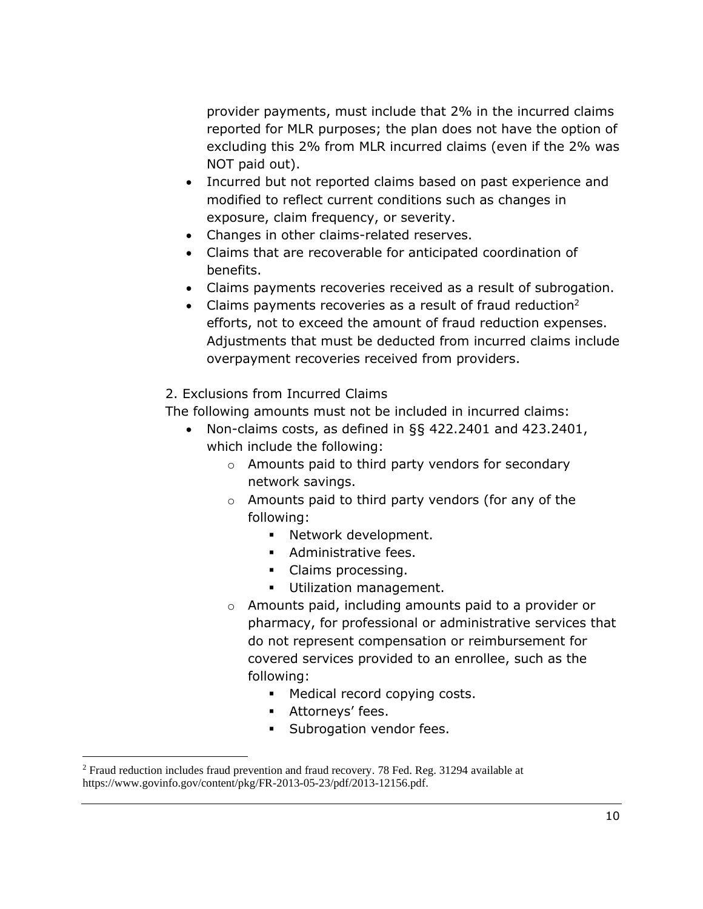provider payments, must include that 2% in the incurred claims reported for MLR purposes; the plan does not have the option of excluding this 2% from MLR incurred claims (even if the 2% was NOT paid out).

- Incurred but not reported claims based on past experience and modified to reflect current conditions such as changes in exposure, claim frequency, or severity.
- Changes in other claims-related reserves.
- Claims that are recoverable for anticipated coordination of benefits.
- Claims payments recoveries received as a result of subrogation.
- Claims payments recoveries as a result of fraud reduction[2] efforts, not to exceed the amount of fraud reduction expenses. Adjustments that must be deducted from incurred claims include overpayment recoveries received from providers.

2. Exclusions from Incurred Claims

The following amounts must not be included in incurred claims:

- Non-claims costs, as defined in §§ 422.2401 and 423.2401, which include the following:
    - Amounts paid to third party vendors for secondary network savings.
    - Amounts paid to third party vendors (for any of the following:
        - Network development.
        - Administrative fees.
        - Claims processing.
        - Utilization management.
    - Amounts paid, including amounts paid to a provider or pharmacy, for professional or administrative services that do not represent compensation or reimbursement for covered services provided to an enrollee, such as the following:
        - Medical record copying costs.
        - Attorneys' fees.
        - Subrogation vendor fees.

[2] Fraud reduction includes fraud prevention and fraud recovery. 78 Fed. Reg. 31294 available at https://www.govinfo.gov/content/pkg/FR-2013-05-23/pdf/2013-12156.pdf.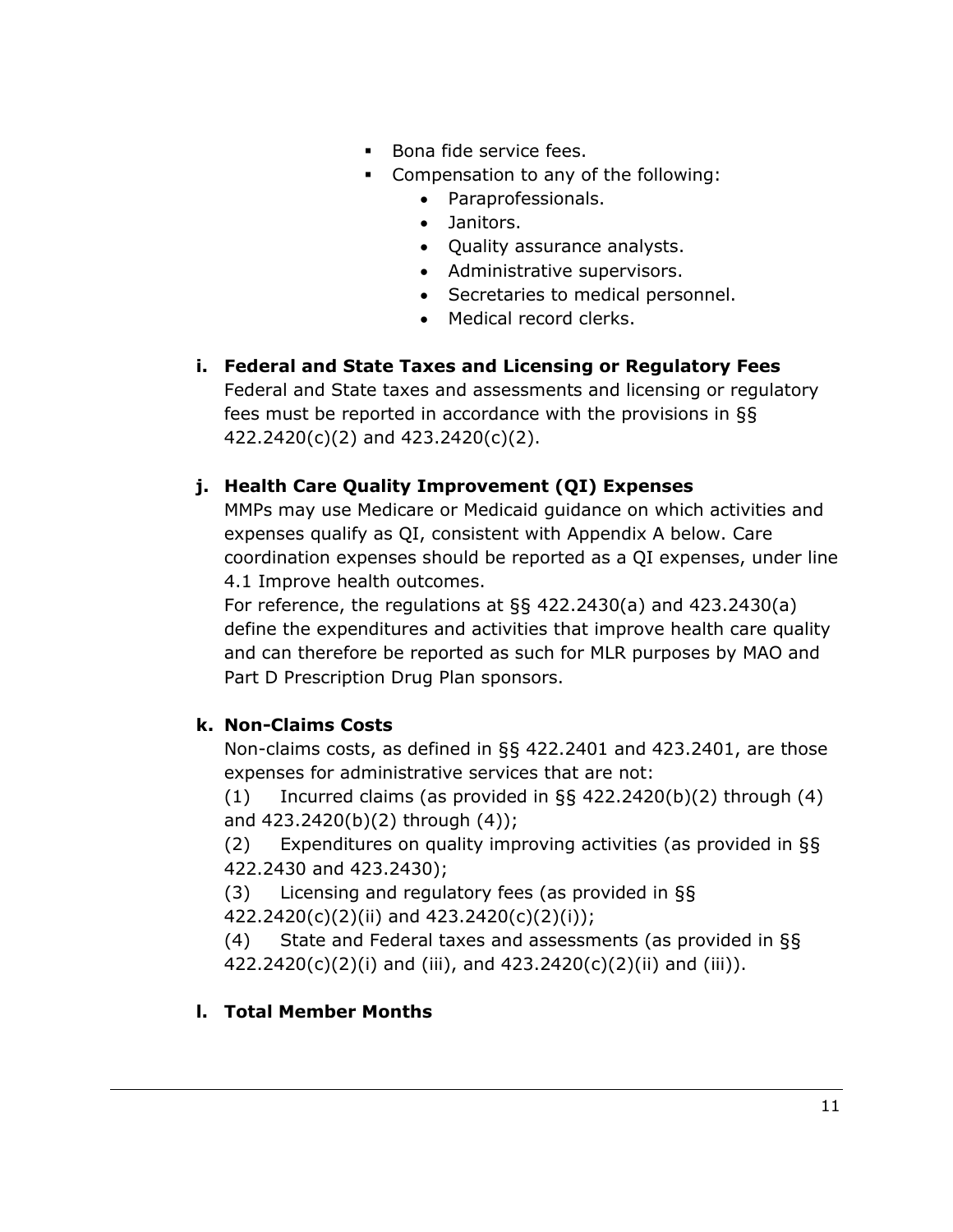- Bona fide service fees.
  - Compensation to any of the following:
    - Paraprofessionals.
    - Janitors.
    - Quality assurance analysts.
    - Administrative supervisors.
    - Secretaries to medical personnel.
    - Medical record clerks.

**i. Federal and State Taxes and Licensing or Regulatory Fees**

Federal and State taxes and assessments and licensing or regulatory fees must be reported in accordance with the provisions in §§ 422.2420(c)(2) and 423.2420(c)(2).

**j. Health Care Quality Improvement (QI) Expenses**

MMPs may use Medicare or Medicaid guidance on which activities and expenses qualify as QI, consistent with Appendix A below. Care coordination expenses should be reported as a QI expenses, under line 4.1 Improve health outcomes.

For reference, the regulations at §§ 422.2430(a) and 423.2430(a) define the expenditures and activities that improve health care quality and can therefore be reported as such for MLR purposes by MAO and Part D Prescription Drug Plan sponsors.

**k. Non-Claims Costs**

Non-claims costs, as defined in §§ 422.2401 and 423.2401, are those expenses for administrative services that are not:

(1) Incurred claims (as provided in §§ 422.2420(b)(2) through (4) and 423.2420(b)(2) through (4));

(2) Expenditures on quality improving activities (as provided in §§ 422.2430 and 423.2430);

(3) Licensing and regulatory fees (as provided in §§ 422.2420(c)(2)(ii) and 423.2420(c)(2)(i));

(4) State and Federal taxes and assessments (as provided in §§ 422.2420(c)(2)(i) and (iii), and 423.2420(c)(2)(ii) and (iii)).

**l. Total Member Months**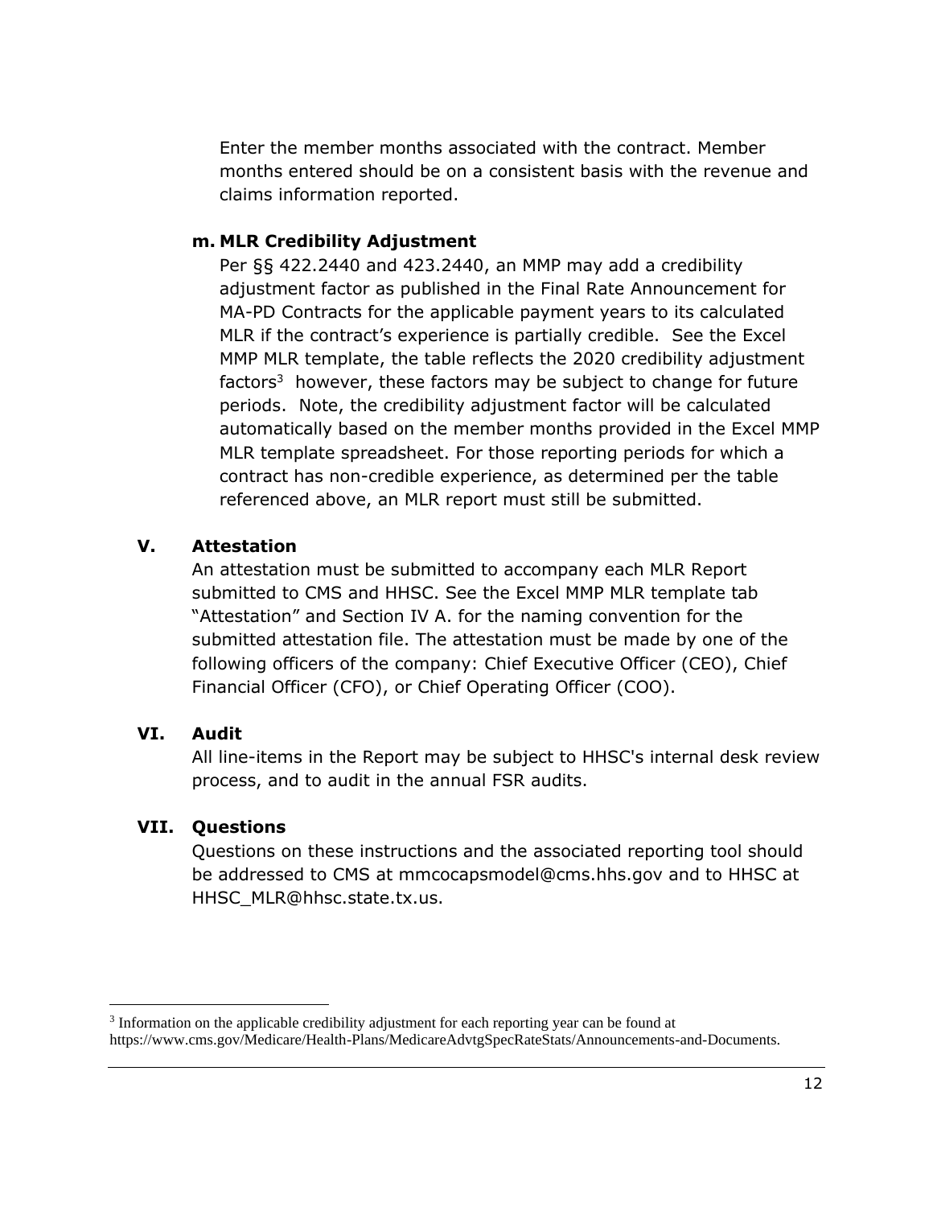Enter the member months associated with the contract. Member months entered should be on a consistent basis with the revenue and claims information reported.

**m. MLR Credibility Adjustment**

Per §§ 422.2440 and 423.2440, an MMP may add a credibility adjustment factor as published in the Final Rate Announcement for MA-PD Contracts for the applicable payment years to its calculated MLR if the contract's experience is partially credible. See the Excel MMP MLR template, the table reflects the 2020 credibility adjustment factors[3] however, these factors may be subject to change for future periods. Note, the credibility adjustment factor will be calculated automatically based on the member months provided in the Excel MMP MLR template spreadsheet. For those reporting periods for which a contract has non-credible experience, as determined per the table referenced above, an MLR report must still be submitted.

## V. Attestation

An attestation must be submitted to accompany each MLR Report submitted to CMS and HHSC. See the Excel MMP MLR template tab "Attestation" and Section IV A. for the naming convention for the submitted attestation file. The attestation must be made by one of the following officers of the company: Chief Executive Officer (CEO), Chief Financial Officer (CFO), or Chief Operating Officer (COO).

## VI. Audit

All line-items in the Report may be subject to HHSC's internal desk review process, and to audit in the annual FSR audits.

## VII. Questions

Questions on these instructions and the associated reporting tool should be addressed to CMS at mmcocapsmodel@cms.hhs.gov and to HHSC at HHSC_MLR@hhsc.state.tx.us.

---

[3] Information on the applicable credibility adjustment for each reporting year can be found at https://www.cms.gov/Medicare/Health-Plans/MedicareAdvtgSpecRateStats/Announcements-and-Documents.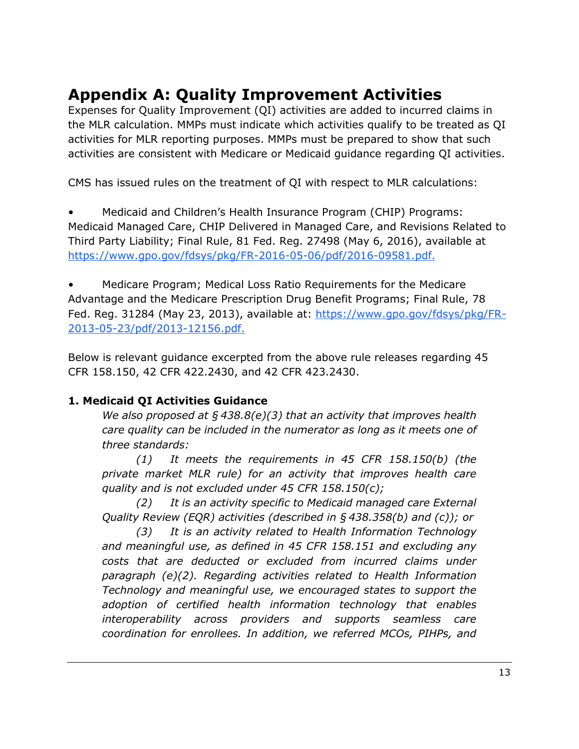# Appendix A: Quality Improvement Activities

Expenses for Quality Improvement (QI) activities are added to incurred claims in the MLR calculation. MMPs must indicate which activities qualify to be treated as QI activities for MLR reporting purposes. MMPs must be prepared to show that such activities are consistent with Medicare or Medicaid guidance regarding QI activities.

CMS has issued rules on the treatment of QI with respect to MLR calculations:

- Medicaid and Children's Health Insurance Program (CHIP) Programs: Medicaid Managed Care, CHIP Delivered in Managed Care, and Revisions Related to Third Party Liability; Final Rule, 81 Fed. Reg. 27498 (May 6, 2016), available at [https://www.gpo.gov/fdsys/pkg/FR-2016-05-06/pdf/2016-09581.pdf.](https://www.gpo.gov/fdsys/pkg/FR-2016-05-06/pdf/2016-09581.pdf)

- Medicare Program; Medical Loss Ratio Requirements for the Medicare Advantage and the Medicare Prescription Drug Benefit Programs; Final Rule, 78 Fed. Reg. 31284 (May 23, 2013), available at: [https://www.gpo.gov/fdsys/pkg/FR-2013-05-23/pdf/2013-12156.pdf.](https://www.gpo.gov/fdsys/pkg/FR-2013-05-23/pdf/2013-12156.pdf)

Below is relevant guidance excerpted from the above rule releases regarding 45 CFR 158.150, 42 CFR 422.2430, and 42 CFR 423.2430.

### 1. Medicaid QI Activities Guidance

> *We also proposed at § 438.8(e)(3) that an activity that improves health care quality can be included in the numerator as long as it meets one of three standards:*
>
> *(1) It meets the requirements in 45 CFR 158.150(b) (the private market MLR rule) for an activity that improves health care quality and is not excluded under 45 CFR 158.150(c);*
>
> *(2) It is an activity specific to Medicaid managed care External Quality Review (EQR) activities (described in § 438.358(b) and (c)); or*
>
> *(3) It is an activity related to Health Information Technology and meaningful use, as defined in 45 CFR 158.151 and excluding any costs that are deducted or excluded from incurred claims under paragraph (e)(2). Regarding activities related to Health Information Technology and meaningful use, we encouraged states to support the adoption of certified health information technology that enables interoperability across providers and supports seamless care coordination for enrollees. In addition, we referred MCOs, PIHPs, and*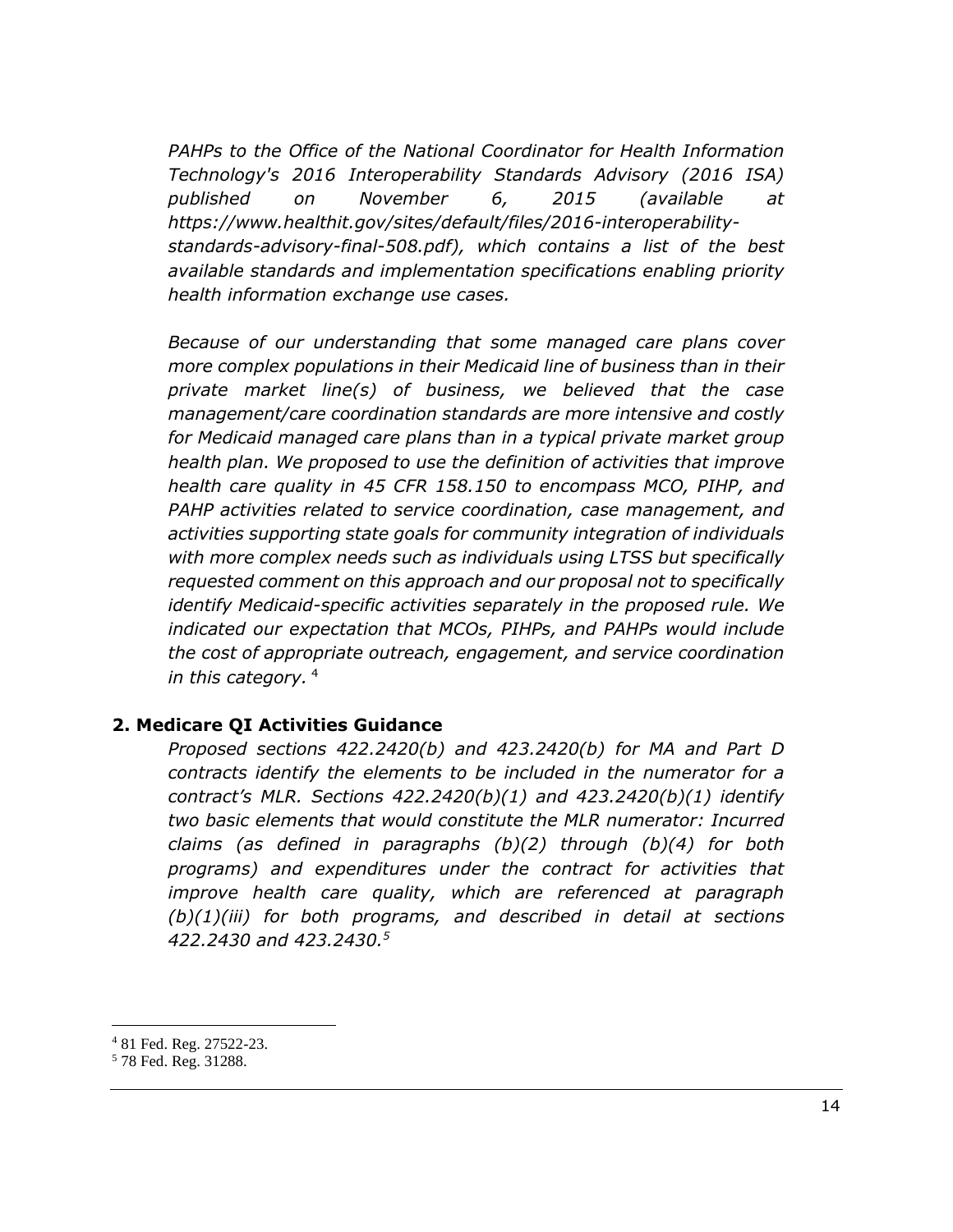*PAHPs to the Office of the National Coordinator for Health Information Technology's 2016 Interoperability Standards Advisory (2016 ISA) published on November 6, 2015 (available at https://www.healthit.gov/sites/default/files/2016-interoperability-standards-advisory-final-508.pdf), which contains a list of the best available standards and implementation specifications enabling priority health information exchange use cases.*

*Because of our understanding that some managed care plans cover more complex populations in their Medicaid line of business than in their private market line(s) of business, we believed that the case management/care coordination standards are more intensive and costly for Medicaid managed care plans than in a typical private market group health plan. We proposed to use the definition of activities that improve health care quality in 45 CFR 158.150 to encompass MCO, PIHP, and PAHP activities related to service coordination, case management, and activities supporting state goals for community integration of individuals with more complex needs such as individuals using LTSS but specifically requested comment on this approach and our proposal not to specifically identify Medicaid-specific activities separately in the proposed rule. We indicated our expectation that MCOs, PIHPs, and PAHPs would include the cost of appropriate outreach, engagement, and service coordination in this category.* [4]

### 2. Medicare QI Activities Guidance

*Proposed sections 422.2420(b) and 423.2420(b) for MA and Part D contracts identify the elements to be included in the numerator for a contract's MLR. Sections 422.2420(b)(1) and 423.2420(b)(1) identify two basic elements that would constitute the MLR numerator: Incurred claims (as defined in paragraphs (b)(2) through (b)(4) for both programs) and expenditures under the contract for activities that improve health care quality, which are referenced at paragraph (b)(1)(iii) for both programs, and described in detail at sections 422.2430 and 423.2430.*[5]

---

[4] 81 Fed. Reg. 27522-23.

[5] 78 Fed. Reg. 31288.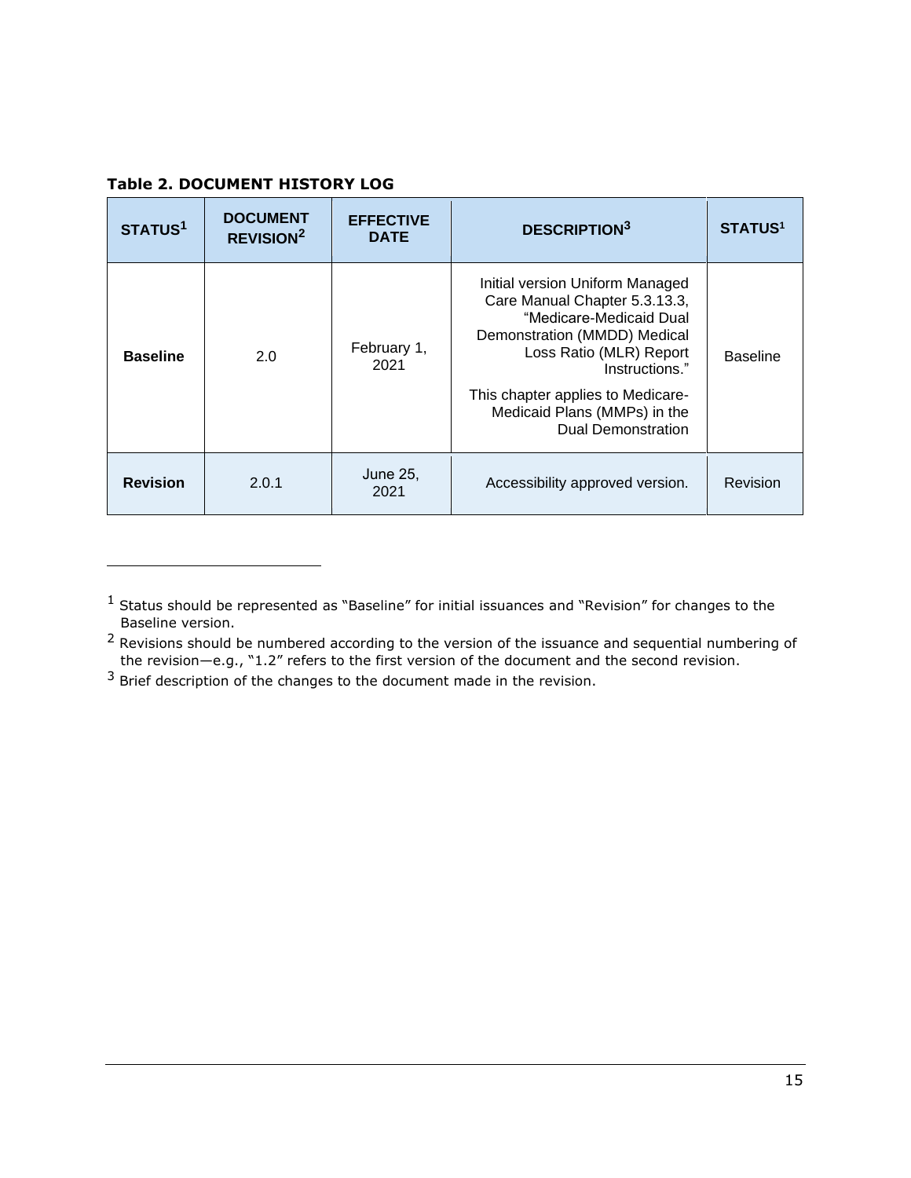**Table 2. DOCUMENT HISTORY LOG**

| STATUS[1] | DOCUMENT REVISION[2] | EFFECTIVE DATE | DESCRIPTION[3] | STATUS[1] |
|---|---|---|---|---|
| **Baseline** | 2.0 | February 1, 2021 | Initial version Uniform Managed Care Manual Chapter 5.3.13.3, "Medicare-Medicaid Dual Demonstration (MMDD) Medical Loss Ratio (MLR) Report Instructions." This chapter applies to Medicare-Medicaid Plans (MMPs) in the Dual Demonstration | Baseline |
| **Revision** | 2.0.1 | June 25, 2021 | Accessibility approved version. | Revision |

[1] Status should be represented as "Baseline" for initial issuances and "Revision" for changes to the Baseline version.

[2] Revisions should be numbered according to the version of the issuance and sequential numbering of the revision—e.g., "1.2" refers to the first version of the document and the second revision.

[3] Brief description of the changes to the document made in the revision.